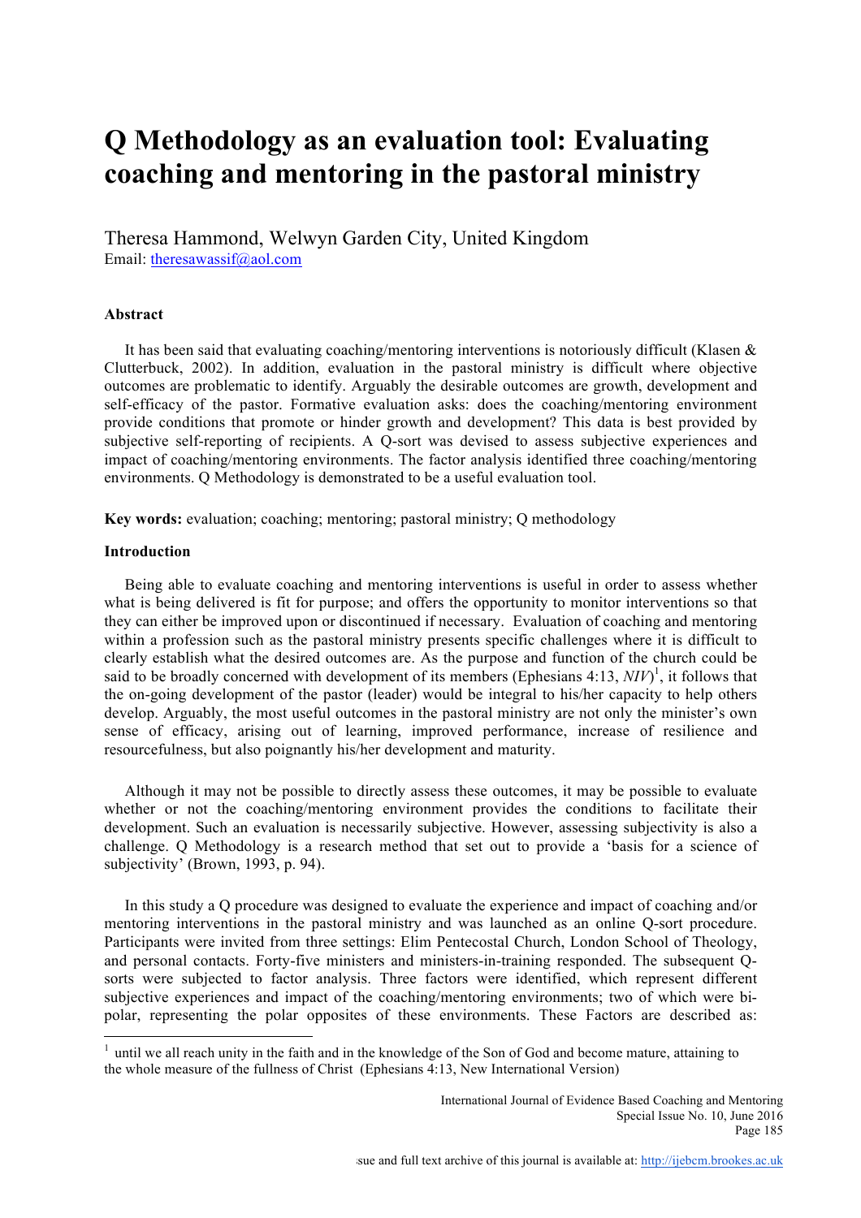# Q Methodology as an evaluation tool: Evaluating coaching and mentoring in the pastoral ministry

Theresa Hammond, Welwyn Garden City, United Kingdom
Email: theresawassif@aol.com

**Abstract**

It has been said that evaluating coaching/mentoring interventions is notoriously difficult (Klasen & Clutterbuck, 2002). In addition, evaluation in the pastoral ministry is difficult where objective outcomes are problematic to identify. Arguably the desirable outcomes are growth, development and self-efficacy of the pastor. Formative evaluation asks: does the coaching/mentoring environment provide conditions that promote or hinder growth and development? This data is best provided by subjective self-reporting of recipients. A Q-sort was devised to assess subjective experiences and impact of coaching/mentoring environments. The factor analysis identified three coaching/mentoring environments. Q Methodology is demonstrated to be a useful evaluation tool.

**Key words:** evaluation; coaching; mentoring; pastoral ministry; Q methodology

**Introduction**

Being able to evaluate coaching and mentoring interventions is useful in order to assess whether what is being delivered is fit for purpose; and offers the opportunity to monitor interventions so that they can either be improved upon or discontinued if necessary. Evaluation of coaching and mentoring within a profession such as the pastoral ministry presents specific challenges where it is difficult to clearly establish what the desired outcomes are. As the purpose and function of the church could be said to be broadly concerned with development of its members (Ephesians 4:13, *NIV*)[1], it follows that the on-going development of the pastor (leader) would be integral to his/her capacity to help others develop. Arguably, the most useful outcomes in the pastoral ministry are not only the minister's own sense of efficacy, arising out of learning, improved performance, increase of resilience and resourcefulness, but also poignantly his/her development and maturity.

Although it may not be possible to directly assess these outcomes, it may be possible to evaluate whether or not the coaching/mentoring environment provides the conditions to facilitate their development. Such an evaluation is necessarily subjective. However, assessing subjectivity is also a challenge. Q Methodology is a research method that set out to provide a 'basis for a science of subjectivity' (Brown, 1993, p. 94).

In this study a Q procedure was designed to evaluate the experience and impact of coaching and/or mentoring interventions in the pastoral ministry and was launched as an online Q-sort procedure. Participants were invited from three settings: Elim Pentecostal Church, London School of Theology, and personal contacts. Forty-five ministers and ministers-in-training responded. The subsequent Q-sorts were subjected to factor analysis. Three factors were identified, which represent different subjective experiences and impact of the coaching/mentoring environments; two of which were bi-polar, representing the polar opposites of these environments. These Factors are described as:

[1] until we all reach unity in the faith and in the knowledge of the Son of God and become mature, attaining to the whole measure of the fullness of Christ (Ephesians 4:13, New International Version)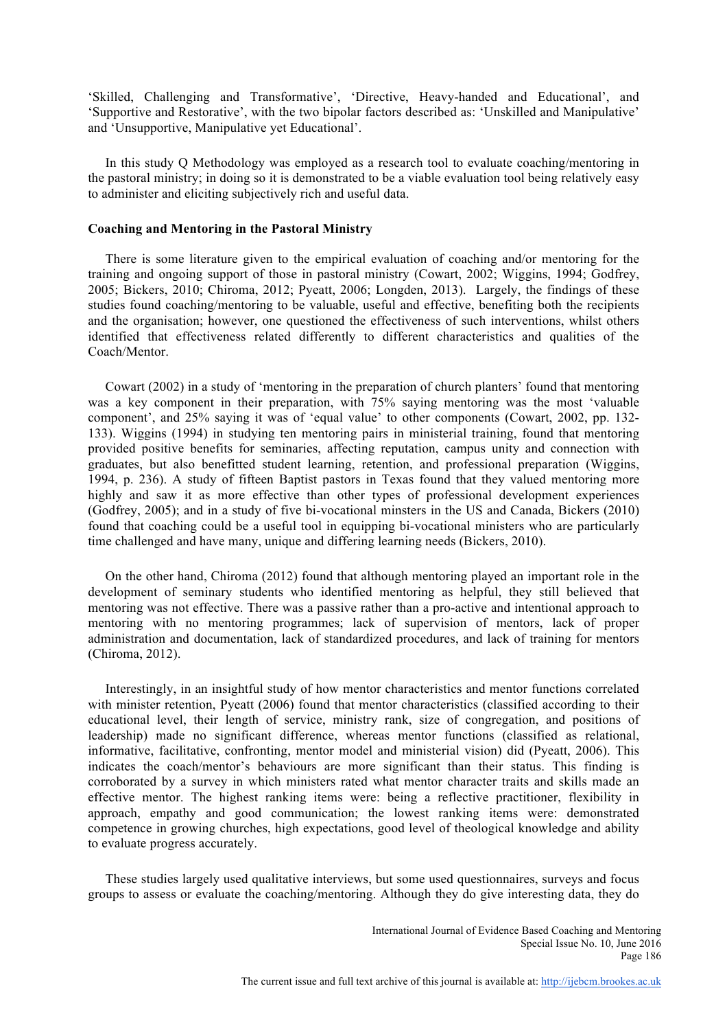'Skilled, Challenging and Transformative', 'Directive, Heavy-handed and Educational', and 'Supportive and Restorative', with the two bipolar factors described as: 'Unskilled and Manipulative' and 'Unsupportive, Manipulative yet Educational'.

In this study Q Methodology was employed as a research tool to evaluate coaching/mentoring in the pastoral ministry; in doing so it is demonstrated to be a viable evaluation tool being relatively easy to administer and eliciting subjectively rich and useful data.

**Coaching and Mentoring in the Pastoral Ministry**

There is some literature given to the empirical evaluation of coaching and/or mentoring for the training and ongoing support of those in pastoral ministry (Cowart, 2002; Wiggins, 1994; Godfrey, 2005; Bickers, 2010; Chiroma, 2012; Pyeatt, 2006; Longden, 2013). Largely, the findings of these studies found coaching/mentoring to be valuable, useful and effective, benefiting both the recipients and the organisation; however, one questioned the effectiveness of such interventions, whilst others identified that effectiveness related differently to different characteristics and qualities of the Coach/Mentor.

Cowart (2002) in a study of 'mentoring in the preparation of church planters' found that mentoring was a key component in their preparation, with 75% saying mentoring was the most 'valuable component', and 25% saying it was of 'equal value' to other components (Cowart, 2002, pp. 132-133). Wiggins (1994) in studying ten mentoring pairs in ministerial training, found that mentoring provided positive benefits for seminaries, affecting reputation, campus unity and connection with graduates, but also benefitted student learning, retention, and professional preparation (Wiggins, 1994, p. 236). A study of fifteen Baptist pastors in Texas found that they valued mentoring more highly and saw it as more effective than other types of professional development experiences (Godfrey, 2005); and in a study of five bi-vocational minsters in the US and Canada, Bickers (2010) found that coaching could be a useful tool in equipping bi-vocational ministers who are particularly time challenged and have many, unique and differing learning needs (Bickers, 2010).

On the other hand, Chiroma (2012) found that although mentoring played an important role in the development of seminary students who identified mentoring as helpful, they still believed that mentoring was not effective. There was a passive rather than a pro-active and intentional approach to mentoring with no mentoring programmes; lack of supervision of mentors, lack of proper administration and documentation, lack of standardized procedures, and lack of training for mentors (Chiroma, 2012).

Interestingly, in an insightful study of how mentor characteristics and mentor functions correlated with minister retention, Pyeatt (2006) found that mentor characteristics (classified according to their educational level, their length of service, ministry rank, size of congregation, and positions of leadership) made no significant difference, whereas mentor functions (classified as relational, informative, facilitative, confronting, mentor model and ministerial vision) did (Pyeatt, 2006). This indicates the coach/mentor's behaviours are more significant than their status. This finding is corroborated by a survey in which ministers rated what mentor character traits and skills made an effective mentor. The highest ranking items were: being a reflective practitioner, flexibility in approach, empathy and good communication; the lowest ranking items were: demonstrated competence in growing churches, high expectations, good level of theological knowledge and ability to evaluate progress accurately.

These studies largely used qualitative interviews, but some used questionnaires, surveys and focus groups to assess or evaluate the coaching/mentoring. Although they do give interesting data, they do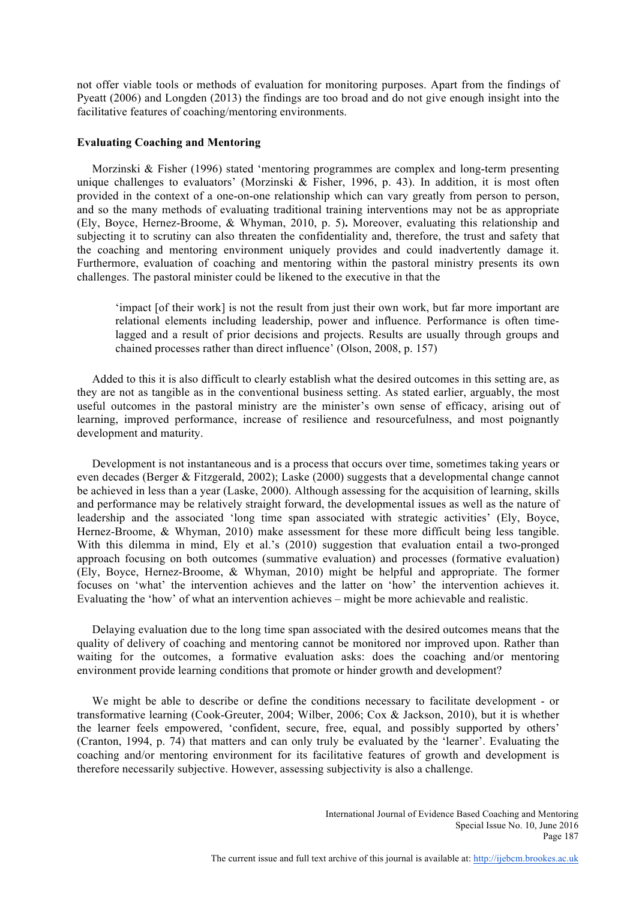not offer viable tools or methods of evaluation for monitoring purposes. Apart from the findings of Pyeatt (2006) and Longden (2013) the findings are too broad and do not give enough insight into the facilitative features of coaching/mentoring environments.

**Evaluating Coaching and Mentoring**

Morzinski & Fisher (1996) stated 'mentoring programmes are complex and long-term presenting unique challenges to evaluators' (Morzinski & Fisher, 1996, p. 43). In addition, it is most often provided in the context of a one-on-one relationship which can vary greatly from person to person, and so the many methods of evaluating traditional training interventions may not be as appropriate (Ely, Boyce, Hernez-Broome, & Whyman, 2010, p. 5)**.** Moreover, evaluating this relationship and subjecting it to scrutiny can also threaten the confidentiality and, therefore, the trust and safety that the coaching and mentoring environment uniquely provides and could inadvertently damage it. Furthermore, evaluation of coaching and mentoring within the pastoral ministry presents its own challenges. The pastoral minister could be likened to the executive in that the

> 'impact [of their work] is not the result from just their own work, but far more important are relational elements including leadership, power and influence. Performance is often time-lagged and a result of prior decisions and projects. Results are usually through groups and chained processes rather than direct influence' (Olson, 2008, p. 157)

Added to this it is also difficult to clearly establish what the desired outcomes in this setting are, as they are not as tangible as in the conventional business setting. As stated earlier, arguably, the most useful outcomes in the pastoral ministry are the minister's own sense of efficacy, arising out of learning, improved performance, increase of resilience and resourcefulness, and most poignantly development and maturity.

Development is not instantaneous and is a process that occurs over time, sometimes taking years or even decades (Berger & Fitzgerald, 2002); Laske (2000) suggests that a developmental change cannot be achieved in less than a year (Laske, 2000). Although assessing for the acquisition of learning, skills and performance may be relatively straight forward, the developmental issues as well as the nature of leadership and the associated 'long time span associated with strategic activities' (Ely, Boyce, Hernez-Broome, & Whyman, 2010) make assessment for these more difficult being less tangible. With this dilemma in mind, Ely et al.'s (2010) suggestion that evaluation entail a two-pronged approach focusing on both outcomes (summative evaluation) and processes (formative evaluation) (Ely, Boyce, Hernez-Broome, & Whyman, 2010) might be helpful and appropriate. The former focuses on 'what' the intervention achieves and the latter on 'how' the intervention achieves it. Evaluating the 'how' of what an intervention achieves – might be more achievable and realistic.

Delaying evaluation due to the long time span associated with the desired outcomes means that the quality of delivery of coaching and mentoring cannot be monitored nor improved upon. Rather than waiting for the outcomes, a formative evaluation asks: does the coaching and/or mentoring environment provide learning conditions that promote or hinder growth and development?

We might be able to describe or define the conditions necessary to facilitate development - or transformative learning (Cook-Greuter, 2004; Wilber, 2006; Cox & Jackson, 2010), but it is whether the learner feels empowered, 'confident, secure, free, equal, and possibly supported by others' (Cranton, 1994, p. 74) that matters and can only truly be evaluated by the 'learner'. Evaluating the coaching and/or mentoring environment for its facilitative features of growth and development is therefore necessarily subjective. However, assessing subjectivity is also a challenge.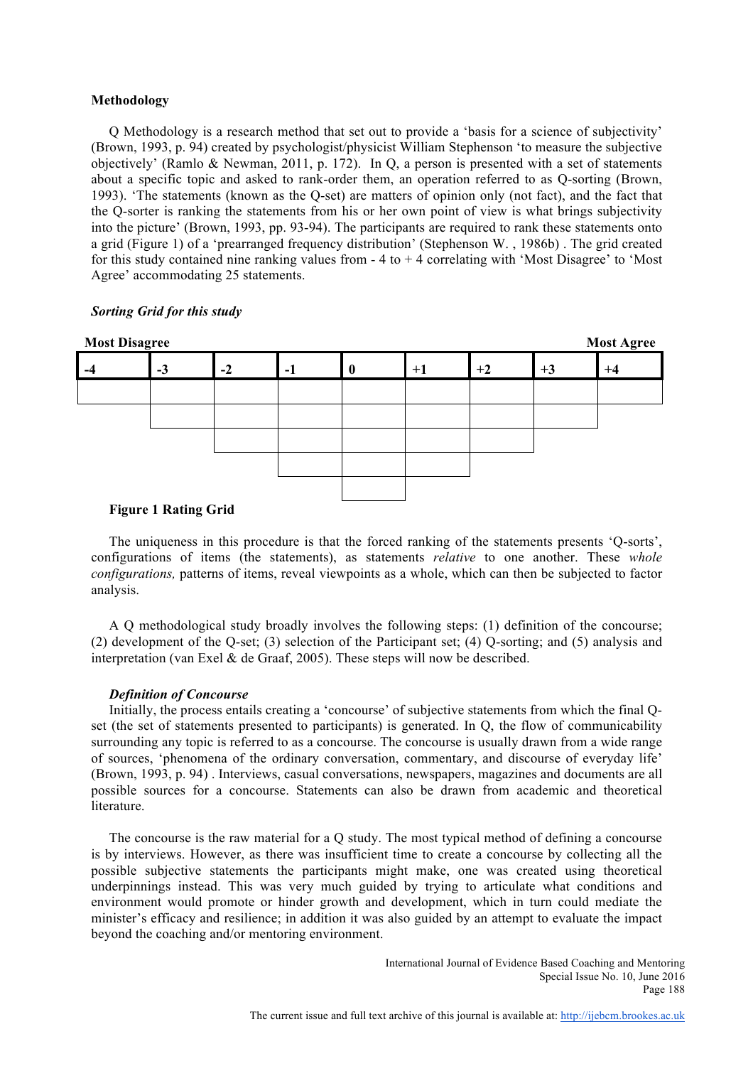**Methodology**

Q Methodology is a research method that set out to provide a 'basis for a science of subjectivity' (Brown, 1993, p. 94) created by psychologist/physicist William Stephenson 'to measure the subjective objectively' (Ramlo & Newman, 2011, p. 172). In Q, a person is presented with a set of statements about a specific topic and asked to rank-order them, an operation referred to as Q-sorting (Brown, 1993). 'The statements (known as the Q-set) are matters of opinion only (not fact), and the fact that the Q-sorter is ranking the statements from his or her own point of view is what brings subjectivity into the picture' (Brown, 1993, pp. 93-94). The participants are required to rank these statements onto a grid (Figure 1) of a 'prearranged frequency distribution' (Stephenson W. , 1986b) . The grid created for this study contained nine ranking values from - 4 to + 4 correlating with 'Most Disagree' to 'Most Agree' accommodating 25 statements.

***Sorting Grid for this study***

**Most Disagree** **Most Agree**

| -4 | -3 | -2 | -1 | 0 | +1 | +2 | +3 | +4 |
|---|---|---|---|---|---|---|---|---|
| | | | | | | | | |
| | | | | | | | | |
| | | | | | | | | |
| | | | | | | | | |
| | | | | | | | | |

**Figure 1 Rating Grid**

The uniqueness in this procedure is that the forced ranking of the statements presents 'Q-sorts', configurations of items (the statements), as statements *relative* to one another. These *whole configurations,* patterns of items, reveal viewpoints as a whole, which can then be subjected to factor analysis.

A Q methodological study broadly involves the following steps: (1) definition of the concourse; (2) development of the Q-set; (3) selection of the Participant set; (4) Q-sorting; and (5) analysis and interpretation (van Exel & de Graaf, 2005). These steps will now be described.

***Definition of Concourse***

Initially, the process entails creating a 'concourse' of subjective statements from which the final Q-set (the set of statements presented to participants) is generated. In Q, the flow of communicability surrounding any topic is referred to as a concourse. The concourse is usually drawn from a wide range of sources, 'phenomena of the ordinary conversation, commentary, and discourse of everyday life' (Brown, 1993, p. 94) . Interviews, casual conversations, newspapers, magazines and documents are all possible sources for a concourse. Statements can also be drawn from academic and theoretical literature.

The concourse is the raw material for a Q study. The most typical method of defining a concourse is by interviews. However, as there was insufficient time to create a concourse by collecting all the possible subjective statements the participants might make, one was created using theoretical underpinnings instead. This was very much guided by trying to articulate what conditions and environment would promote or hinder growth and development, which in turn could mediate the minister's efficacy and resilience; in addition it was also guided by an attempt to evaluate the impact beyond the coaching and/or mentoring environment.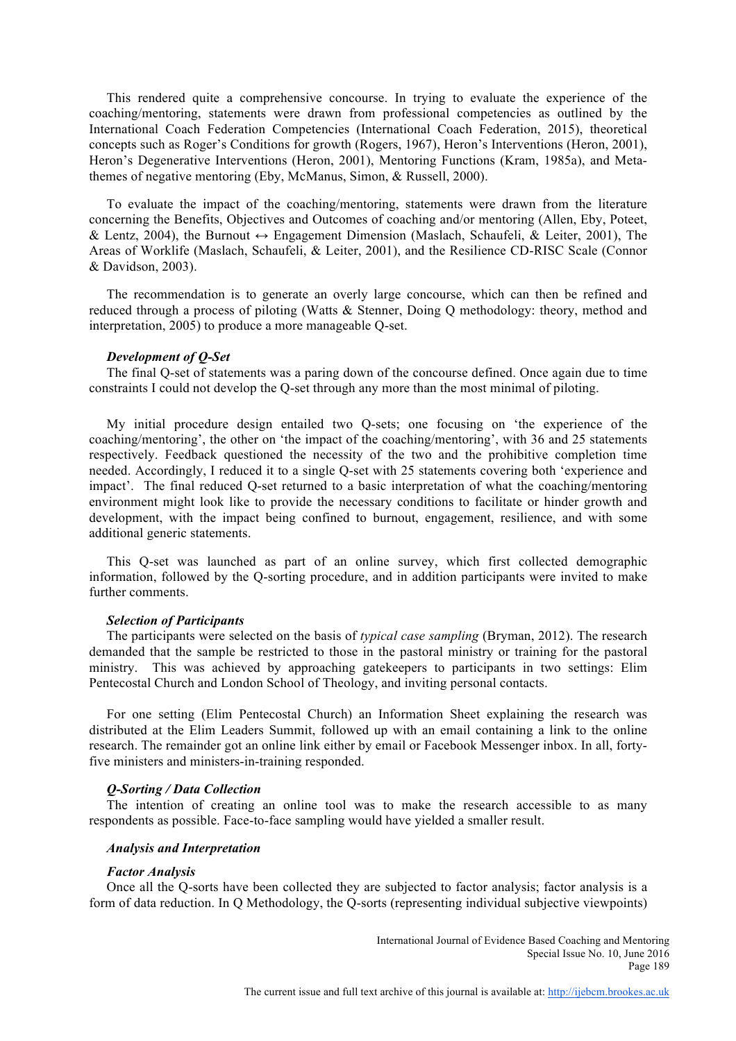This rendered quite a comprehensive concourse. In trying to evaluate the experience of the coaching/mentoring, statements were drawn from professional competencies as outlined by the International Coach Federation Competencies (International Coach Federation, 2015), theoretical concepts such as Roger's Conditions for growth (Rogers, 1967), Heron's Interventions (Heron, 2001), Heron's Degenerative Interventions (Heron, 2001), Mentoring Functions (Kram, 1985a), and Meta-themes of negative mentoring (Eby, McManus, Simon, & Russell, 2000).

To evaluate the impact of the coaching/mentoring, statements were drawn from the literature concerning the Benefits, Objectives and Outcomes of coaching and/or mentoring (Allen, Eby, Poteet, & Lentz, 2004), the Burnout ↔ Engagement Dimension (Maslach, Schaufeli, & Leiter, 2001), The Areas of Worklife (Maslach, Schaufeli, & Leiter, 2001), and the Resilience CD-RISC Scale (Connor & Davidson, 2003).

The recommendation is to generate an overly large concourse, which can then be refined and reduced through a process of piloting (Watts & Stenner, Doing Q methodology: theory, method and interpretation, 2005) to produce a more manageable Q-set.

***Development of Q-Set***

The final Q-set of statements was a paring down of the concourse defined. Once again due to time constraints I could not develop the Q-set through any more than the most minimal of piloting.

My initial procedure design entailed two Q-sets; one focusing on 'the experience of the coaching/mentoring', the other on 'the impact of the coaching/mentoring', with 36 and 25 statements respectively. Feedback questioned the necessity of the two and the prohibitive completion time needed. Accordingly, I reduced it to a single Q-set with 25 statements covering both 'experience and impact'. The final reduced Q-set returned to a basic interpretation of what the coaching/mentoring environment might look like to provide the necessary conditions to facilitate or hinder growth and development, with the impact being confined to burnout, engagement, resilience, and with some additional generic statements.

This Q-set was launched as part of an online survey, which first collected demographic information, followed by the Q-sorting procedure, and in addition participants were invited to make further comments.

***Selection of Participants***

The participants were selected on the basis of *typical case sampling* (Bryman, 2012). The research demanded that the sample be restricted to those in the pastoral ministry or training for the pastoral ministry. This was achieved by approaching gatekeepers to participants in two settings: Elim Pentecostal Church and London School of Theology, and inviting personal contacts.

For one setting (Elim Pentecostal Church) an Information Sheet explaining the research was distributed at the Elim Leaders Summit, followed up with an email containing a link to the online research. The remainder got an online link either by email or Facebook Messenger inbox. In all, forty-five ministers and ministers-in-training responded.

***Q-Sorting / Data Collection***

The intention of creating an online tool was to make the research accessible to as many respondents as possible. Face-to-face sampling would have yielded a smaller result.

***Analysis and Interpretation***

***Factor Analysis***

Once all the Q-sorts have been collected they are subjected to factor analysis; factor analysis is a form of data reduction. In Q Methodology, the Q-sorts (representing individual subjective viewpoints)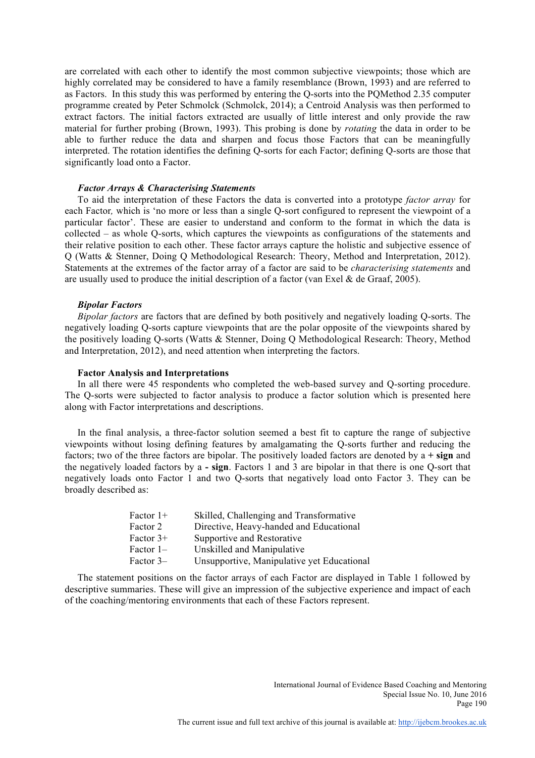are correlated with each other to identify the most common subjective viewpoints; those which are highly correlated may be considered to have a family resemblance (Brown, 1993) and are referred to as Factors. In this study this was performed by entering the Q-sorts into the PQMethod 2.35 computer programme created by Peter Schmolck (Schmolck, 2014); a Centroid Analysis was then performed to extract factors. The initial factors extracted are usually of little interest and only provide the raw material for further probing (Brown, 1993). This probing is done by *rotating* the data in order to be able to further reduce the data and sharpen and focus those Factors that can be meaningfully interpreted. The rotation identifies the defining Q-sorts for each Factor; defining Q-sorts are those that significantly load onto a Factor.

### *Factor Arrays & Characterising Statements*

To aid the interpretation of these Factors the data is converted into a prototype *factor array* for each Factor, which is 'no more or less than a single Q-sort configured to represent the viewpoint of a particular factor'. These are easier to understand and conform to the format in which the data is collected – as whole Q-sorts, which captures the viewpoints as configurations of the statements and their relative position to each other. These factor arrays capture the holistic and subjective essence of Q (Watts & Stenner, Doing Q Methodological Research: Theory, Method and Interpretation, 2012). Statements at the extremes of the factor array of a factor are said to be *characterising statements* and are usually used to produce the initial description of a factor (van Exel & de Graaf, 2005).

### *Bipolar Factors*

*Bipolar factors* are factors that are defined by both positively and negatively loading Q-sorts. The negatively loading Q-sorts capture viewpoints that are the polar opposite of the viewpoints shared by the positively loading Q-sorts (Watts & Stenner, Doing Q Methodological Research: Theory, Method and Interpretation, 2012), and need attention when interpreting the factors.

### Factor Analysis and Interpretations

In all there were 45 respondents who completed the web-based survey and Q-sorting procedure. The Q-sorts were subjected to factor analysis to produce a factor solution which is presented here along with Factor interpretations and descriptions.

In the final analysis, a three-factor solution seemed a best fit to capture the range of subjective viewpoints without losing defining features by amalgamating the Q-sorts further and reducing the factors; two of the three factors are bipolar. The positively loaded factors are denoted by a **+ sign** and the negatively loaded factors by a **- sign**. Factors 1 and 3 are bipolar in that there is one Q-sort that negatively loads onto Factor 1 and two Q-sorts that negatively load onto Factor 3. They can be broadly described as:

| | |
|---|---|
| Factor 1+ | Skilled, Challenging and Transformative |
| Factor 2 | Directive, Heavy-handed and Educational |
| Factor 3+ | Supportive and Restorative |
| Factor 1– | Unskilled and Manipulative |
| Factor 3– | Unsupportive, Manipulative yet Educational |

The statement positions on the factor arrays of each Factor are displayed in Table 1 followed by descriptive summaries. These will give an impression of the subjective experience and impact of each of the coaching/mentoring environments that each of these Factors represent.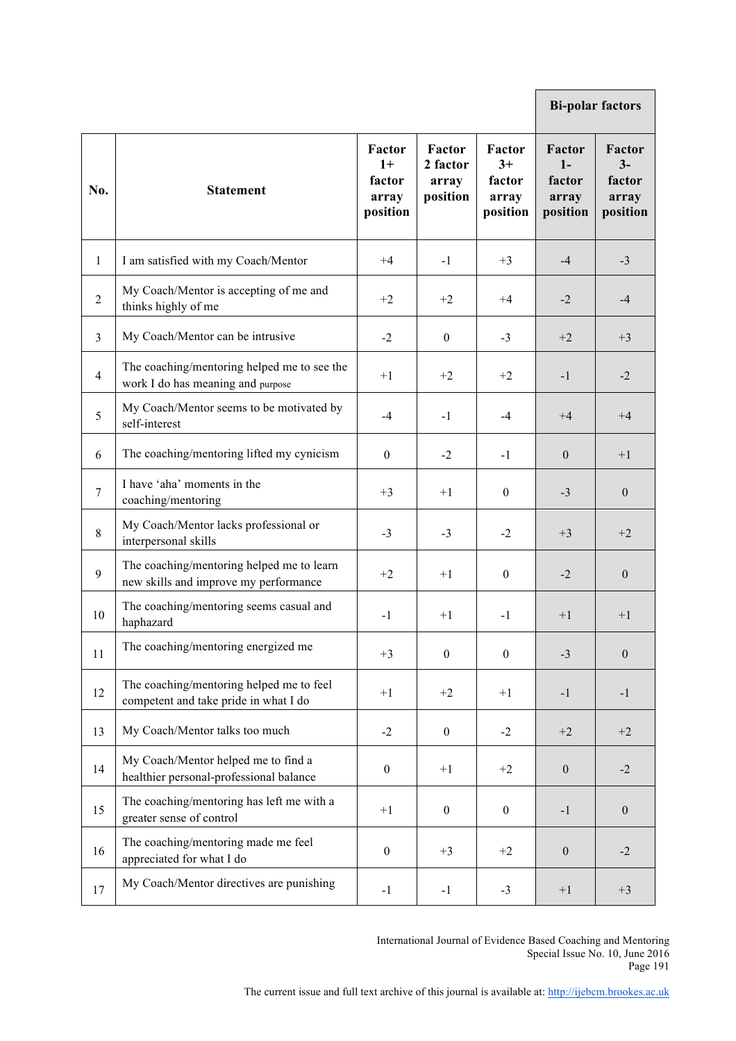| No. | Statement | Factor 1+ factor array position | Factor 2 factor array position | Factor 3+ factor array position | Bi-polar factors | |
|---|---|---|---|---|---|---|
| | | | | | Factor 1- factor array position | Factor 3- factor array position |
| 1 | I am satisfied with my Coach/Mentor | +4 | -1 | +3 | -4 | -3 |
| 2 | My Coach/Mentor is accepting of me and thinks highly of me | +2 | +2 | +4 | -2 | -4 |
| 3 | My Coach/Mentor can be intrusive | -2 | 0 | -3 | +2 | +3 |
| 4 | The coaching/mentoring helped me to see the work I do has meaning and purpose | +1 | +2 | +2 | -1 | -2 |
| 5 | My Coach/Mentor seems to be motivated by self-interest | -4 | -1 | -4 | +4 | +4 |
| 6 | The coaching/mentoring lifted my cynicism | 0 | -2 | -1 | 0 | +1 |
| 7 | I have 'aha' moments in the coaching/mentoring | +3 | +1 | 0 | -3 | 0 |
| 8 | My Coach/Mentor lacks professional or interpersonal skills | -3 | -3 | -2 | +3 | +2 |
| 9 | The coaching/mentoring helped me to learn new skills and improve my performance | +2 | +1 | 0 | -2 | 0 |
| 10 | The coaching/mentoring seems casual and haphazard | -1 | +1 | -1 | +1 | +1 |
| 11 | The coaching/mentoring energized me | +3 | 0 | 0 | -3 | 0 |
| 12 | The coaching/mentoring helped me to feel competent and take pride in what I do | +1 | +2 | +1 | -1 | -1 |
| 13 | My Coach/Mentor talks too much | -2 | 0 | -2 | +2 | +2 |
| 14 | My Coach/Mentor helped me to find a healthier personal-professional balance | 0 | +1 | +2 | 0 | -2 |
| 15 | The coaching/mentoring has left me with a greater sense of control | +1 | 0 | 0 | -1 | 0 |
| 16 | The coaching/mentoring made me feel appreciated for what I do | 0 | +3 | +2 | 0 | -2 |
| 17 | My Coach/Mentor directives are punishing | -1 | -1 | -3 | +1 | +3 |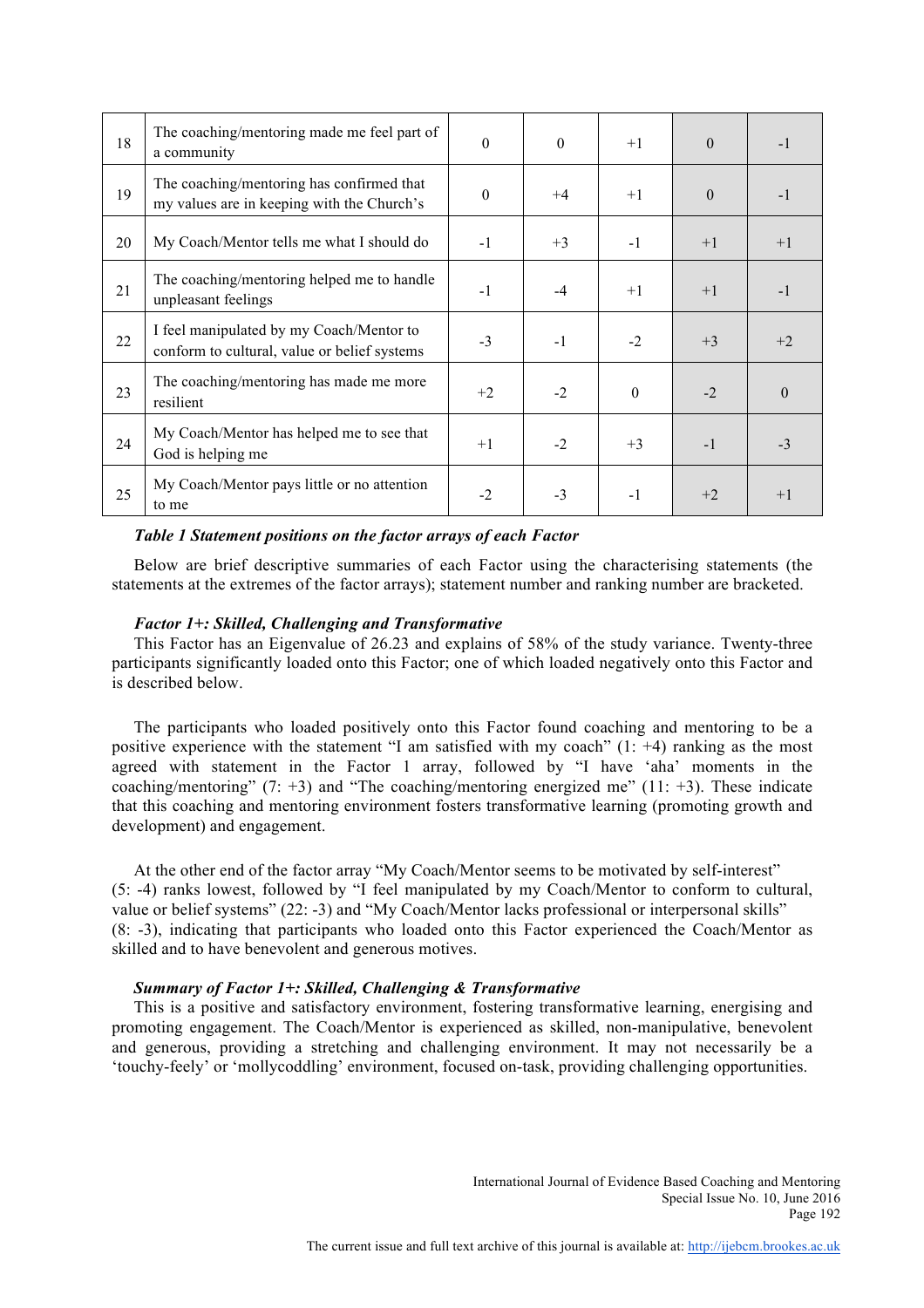| | | | | | | |
|---|---|---|---|---|---|---|
| 18 | The coaching/mentoring made me feel part of a community | 0 | 0 | +1 | 0 | -1 |
| 19 | The coaching/mentoring has confirmed that my values are in keeping with the Church's | 0 | +4 | +1 | 0 | -1 |
| 20 | My Coach/Mentor tells me what I should do | -1 | +3 | -1 | +1 | +1 |
| 21 | The coaching/mentoring helped me to handle unpleasant feelings | -1 | -4 | +1 | +1 | -1 |
| 22 | I feel manipulated by my Coach/Mentor to conform to cultural, value or belief systems | -3 | -1 | -2 | +3 | +2 |
| 23 | The coaching/mentoring has made me more resilient | +2 | -2 | 0 | -2 | 0 |
| 24 | My Coach/Mentor has helped me to see that God is helping me | +1 | -2 | +3 | -1 | -3 |
| 25 | My Coach/Mentor pays little or no attention to me | -2 | -3 | -1 | +2 | +1 |

***Table 1 Statement positions on the factor arrays of each Factor***

Below are brief descriptive summaries of each Factor using the characterising statements (the statements at the extremes of the factor arrays); statement number and ranking number are bracketed.

***Factor 1+: Skilled, Challenging and Transformative***

This Factor has an Eigenvalue of 26.23 and explains of 58% of the study variance. Twenty-three participants significantly loaded onto this Factor; one of which loaded negatively onto this Factor and is described below.

The participants who loaded positively onto this Factor found coaching and mentoring to be a positive experience with the statement "I am satisfied with my coach" (1: +4) ranking as the most agreed with statement in the Factor 1 array, followed by "I have 'aha' moments in the coaching/mentoring" (7: +3) and "The coaching/mentoring energized me" (11: +3). These indicate that this coaching and mentoring environment fosters transformative learning (promoting growth and development) and engagement.

At the other end of the factor array "My Coach/Mentor seems to be motivated by self-interest" (5: -4) ranks lowest, followed by "I feel manipulated by my Coach/Mentor to conform to cultural, value or belief systems" (22: -3) and "My Coach/Mentor lacks professional or interpersonal skills" (8: -3), indicating that participants who loaded onto this Factor experienced the Coach/Mentor as skilled and to have benevolent and generous motives.

***Summary of Factor 1+: Skilled, Challenging & Transformative***

This is a positive and satisfactory environment, fostering transformative learning, energising and promoting engagement. The Coach/Mentor is experienced as skilled, non-manipulative, benevolent and generous, providing a stretching and challenging environment. It may not necessarily be a 'touchy-feely' or 'mollycoddling' environment, focused on-task, providing challenging opportunities.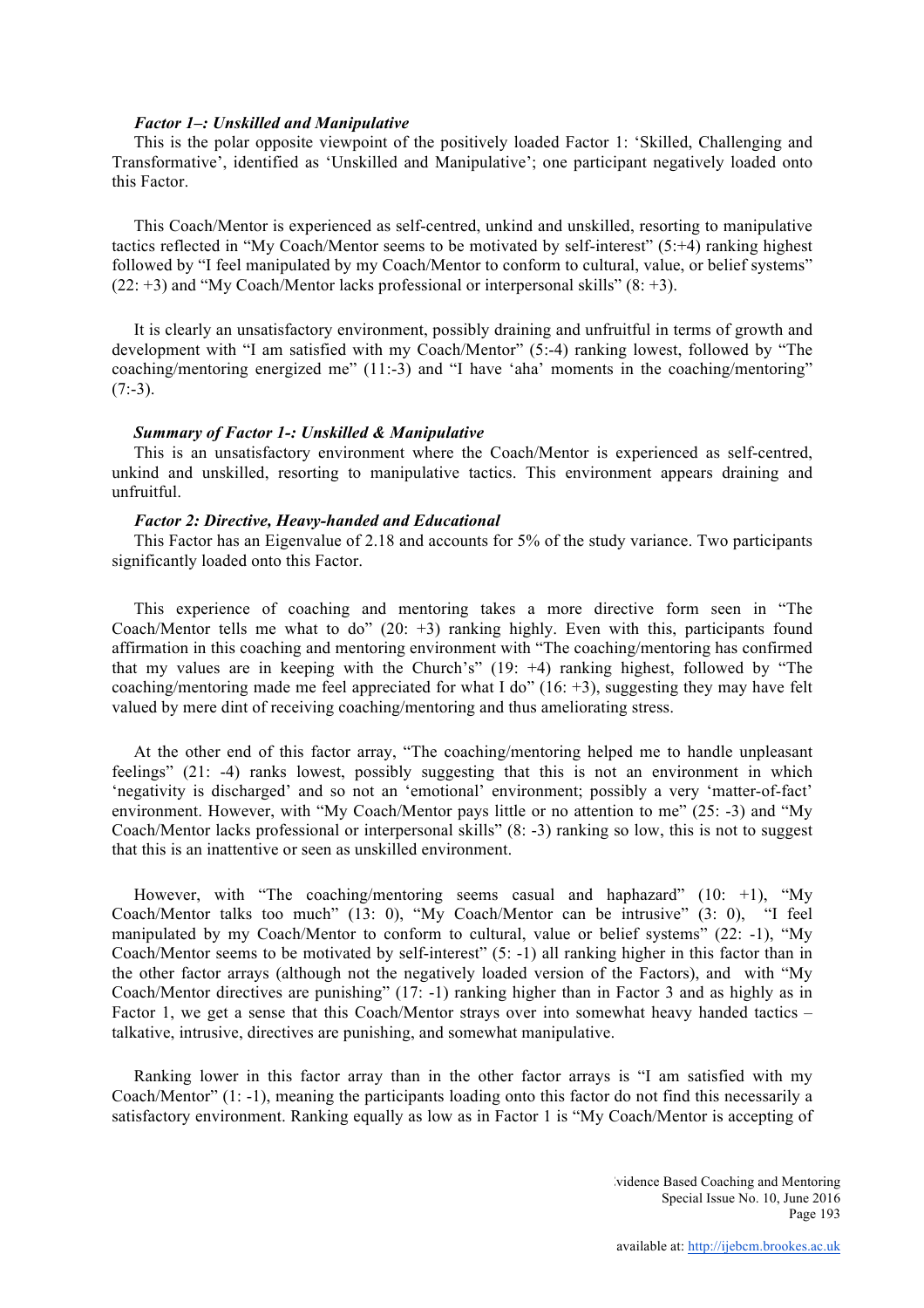***Factor 1–: Unskilled and Manipulative***

This is the polar opposite viewpoint of the positively loaded Factor 1: 'Skilled, Challenging and Transformative', identified as 'Unskilled and Manipulative'; one participant negatively loaded onto this Factor.

This Coach/Mentor is experienced as self-centred, unkind and unskilled, resorting to manipulative tactics reflected in "My Coach/Mentor seems to be motivated by self-interest" (5:+4) ranking highest followed by "I feel manipulated by my Coach/Mentor to conform to cultural, value, or belief systems" (22: +3) and "My Coach/Mentor lacks professional or interpersonal skills" (8: +3).

It is clearly an unsatisfactory environment, possibly draining and unfruitful in terms of growth and development with "I am satisfied with my Coach/Mentor" (5:-4) ranking lowest, followed by "The coaching/mentoring energized me" (11:-3) and "I have 'aha' moments in the coaching/mentoring" (7:-3).

***Summary of Factor 1-: Unskilled & Manipulative***

This is an unsatisfactory environment where the Coach/Mentor is experienced as self-centred, unkind and unskilled, resorting to manipulative tactics. This environment appears draining and unfruitful.

***Factor 2: Directive, Heavy-handed and Educational***

This Factor has an Eigenvalue of 2.18 and accounts for 5% of the study variance. Two participants significantly loaded onto this Factor.

This experience of coaching and mentoring takes a more directive form seen in "The Coach/Mentor tells me what to do" (20: +3) ranking highly. Even with this, participants found affirmation in this coaching and mentoring environment with "The coaching/mentoring has confirmed that my values are in keeping with the Church's" (19: +4) ranking highest, followed by "The coaching/mentoring made me feel appreciated for what I do" (16: +3), suggesting they may have felt valued by mere dint of receiving coaching/mentoring and thus ameliorating stress.

At the other end of this factor array, "The coaching/mentoring helped me to handle unpleasant feelings" (21: -4) ranks lowest, possibly suggesting that this is not an environment in which 'negativity is discharged' and so not an 'emotional' environment; possibly a very 'matter-of-fact' environment. However, with "My Coach/Mentor pays little or no attention to me" (25: -3) and "My Coach/Mentor lacks professional or interpersonal skills" (8: -3) ranking so low, this is not to suggest that this is an inattentive or seen as unskilled environment.

However, with "The coaching/mentoring seems casual and haphazard" (10: +1), "My Coach/Mentor talks too much" (13: 0), "My Coach/Mentor can be intrusive" (3: 0), "I feel manipulated by my Coach/Mentor to conform to cultural, value or belief systems" (22: -1), "My Coach/Mentor seems to be motivated by self-interest" (5: -1) all ranking higher in this factor than in the other factor arrays (although not the negatively loaded version of the Factors), and with "My Coach/Mentor directives are punishing" (17: -1) ranking higher than in Factor 3 and as highly as in Factor 1, we get a sense that this Coach/Mentor strays over into somewhat heavy handed tactics – talkative, intrusive, directives are punishing, and somewhat manipulative.

Ranking lower in this factor array than in the other factor arrays is "I am satisfied with my Coach/Mentor" (1: -1), meaning the participants loading onto this factor do not find this necessarily a satisfactory environment. Ranking equally as low as in Factor 1 is "My Coach/Mentor is accepting of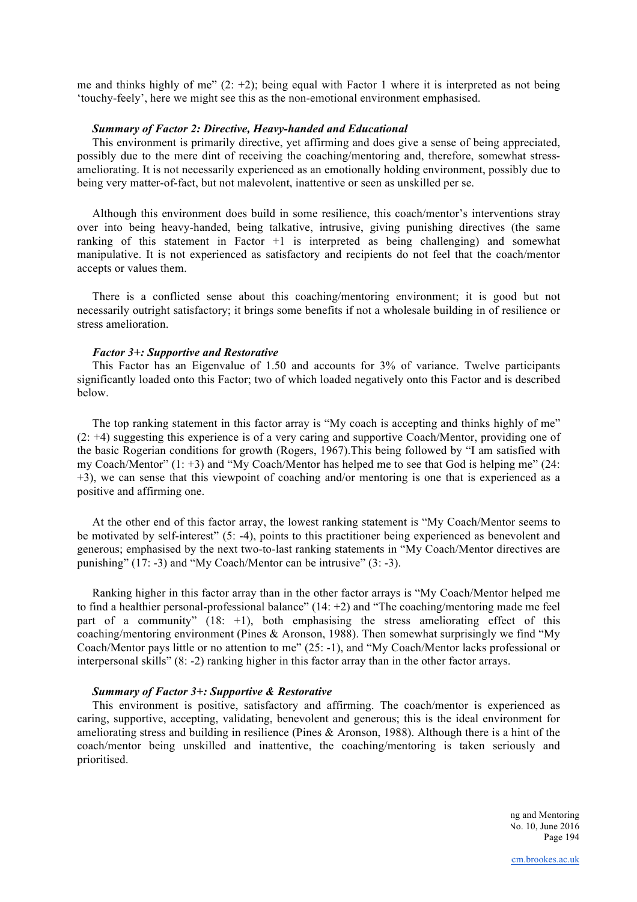me and thinks highly of me" (2: +2); being equal with Factor 1 where it is interpreted as not being 'touchy-feely', here we might see this as the non-emotional environment emphasised.

### *Summary of Factor 2: Directive, Heavy-handed and Educational*

This environment is primarily directive, yet affirming and does give a sense of being appreciated, possibly due to the mere dint of receiving the coaching/mentoring and, therefore, somewhat stress-ameliorating. It is not necessarily experienced as an emotionally holding environment, possibly due to being very matter-of-fact, but not malevolent, inattentive or seen as unskilled per se.

Although this environment does build in some resilience, this coach/mentor's interventions stray over into being heavy-handed, being talkative, intrusive, giving punishing directives (the same ranking of this statement in Factor +1 is interpreted as being challenging) and somewhat manipulative. It is not experienced as satisfactory and recipients do not feel that the coach/mentor accepts or values them.

There is a conflicted sense about this coaching/mentoring environment; it is good but not necessarily outright satisfactory; it brings some benefits if not a wholesale building in of resilience or stress amelioration.

### *Factor 3+: Supportive and Restorative*

This Factor has an Eigenvalue of 1.50 and accounts for 3% of variance. Twelve participants significantly loaded onto this Factor; two of which loaded negatively onto this Factor and is described below.

The top ranking statement in this factor array is "My coach is accepting and thinks highly of me" (2: +4) suggesting this experience is of a very caring and supportive Coach/Mentor, providing one of the basic Rogerian conditions for growth (Rogers, 1967).This being followed by "I am satisfied with my Coach/Mentor" (1: +3) and "My Coach/Mentor has helped me to see that God is helping me" (24: +3), we can sense that this viewpoint of coaching and/or mentoring is one that is experienced as a positive and affirming one.

At the other end of this factor array, the lowest ranking statement is "My Coach/Mentor seems to be motivated by self-interest" (5: -4), points to this practitioner being experienced as benevolent and generous; emphasised by the next two-to-last ranking statements in "My Coach/Mentor directives are punishing" (17: -3) and "My Coach/Mentor can be intrusive" (3: -3).

Ranking higher in this factor array than in the other factor arrays is "My Coach/Mentor helped me to find a healthier personal-professional balance" (14: +2) and "The coaching/mentoring made me feel part of a community" (18: +1), both emphasising the stress ameliorating effect of this coaching/mentoring environment (Pines & Aronson, 1988). Then somewhat surprisingly we find "My Coach/Mentor pays little or no attention to me" (25: -1), and "My Coach/Mentor lacks professional or interpersonal skills" (8: -2) ranking higher in this factor array than in the other factor arrays.

### *Summary of Factor 3+: Supportive & Restorative*

This environment is positive, satisfactory and affirming. The coach/mentor is experienced as caring, supportive, accepting, validating, benevolent and generous; this is the ideal environment for ameliorating stress and building in resilience (Pines & Aronson, 1988). Although there is a hint of the coach/mentor being unskilled and inattentive, the coaching/mentoring is taken seriously and prioritised.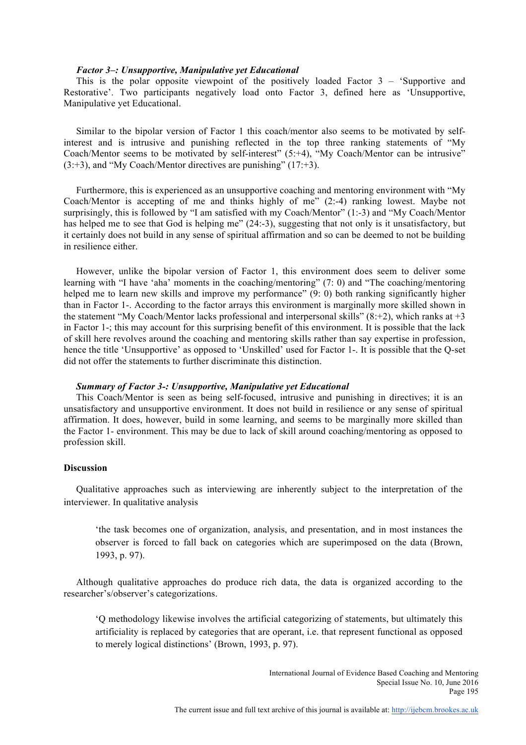### *Factor 3–: Unsupportive, Manipulative yet Educational*

This is the polar opposite viewpoint of the positively loaded Factor 3 – 'Supportive and Restorative'. Two participants negatively load onto Factor 3, defined here as 'Unsupportive, Manipulative yet Educational.

Similar to the bipolar version of Factor 1 this coach/mentor also seems to be motivated by self-interest and is intrusive and punishing reflected in the top three ranking statements of "My Coach/Mentor seems to be motivated by self-interest" (5:+4), "My Coach/Mentor can be intrusive" (3:+3), and "My Coach/Mentor directives are punishing" (17:+3).

Furthermore, this is experienced as an unsupportive coaching and mentoring environment with "My Coach/Mentor is accepting of me and thinks highly of me" (2:-4) ranking lowest. Maybe not surprisingly, this is followed by "I am satisfied with my Coach/Mentor" (1:-3) and "My Coach/Mentor has helped me to see that God is helping me" (24:-3), suggesting that not only is it unsatisfactory, but it certainly does not build in any sense of spiritual affirmation and so can be deemed to not be building in resilience either.

However, unlike the bipolar version of Factor 1, this environment does seem to deliver some learning with "I have 'aha' moments in the coaching/mentoring" (7: 0) and "The coaching/mentoring helped me to learn new skills and improve my performance" (9: 0) both ranking significantly higher than in Factor 1-. According to the factor arrays this environment is marginally more skilled shown in the statement "My Coach/Mentor lacks professional and interpersonal skills" (8:+2), which ranks at +3 in Factor 1-; this may account for this surprising benefit of this environment. It is possible that the lack of skill here revolves around the coaching and mentoring skills rather than say expertise in profession, hence the title 'Unsupportive' as opposed to 'Unskilled' used for Factor 1-. It is possible that the Q-set did not offer the statements to further discriminate this distinction.

### *Summary of Factor 3-: Unsupportive, Manipulative yet Educational*

This Coach/Mentor is seen as being self-focused, intrusive and punishing in directives; it is an unsatisfactory and unsupportive environment. It does not build in resilience or any sense of spiritual affirmation. It does, however, build in some learning, and seems to be marginally more skilled than the Factor 1- environment. This may be due to lack of skill around coaching/mentoring as opposed to profession skill.

## Discussion

Qualitative approaches such as interviewing are inherently subject to the interpretation of the interviewer. In qualitative analysis

> 'the task becomes one of organization, analysis, and presentation, and in most instances the observer is forced to fall back on categories which are superimposed on the data (Brown, 1993, p. 97).

Although qualitative approaches do produce rich data, the data is organized according to the researcher's/observer's categorizations.

> 'Q methodology likewise involves the artificial categorizing of statements, but ultimately this artificiality is replaced by categories that are operant, i.e. that represent functional as opposed to merely logical distinctions' (Brown, 1993, p. 97).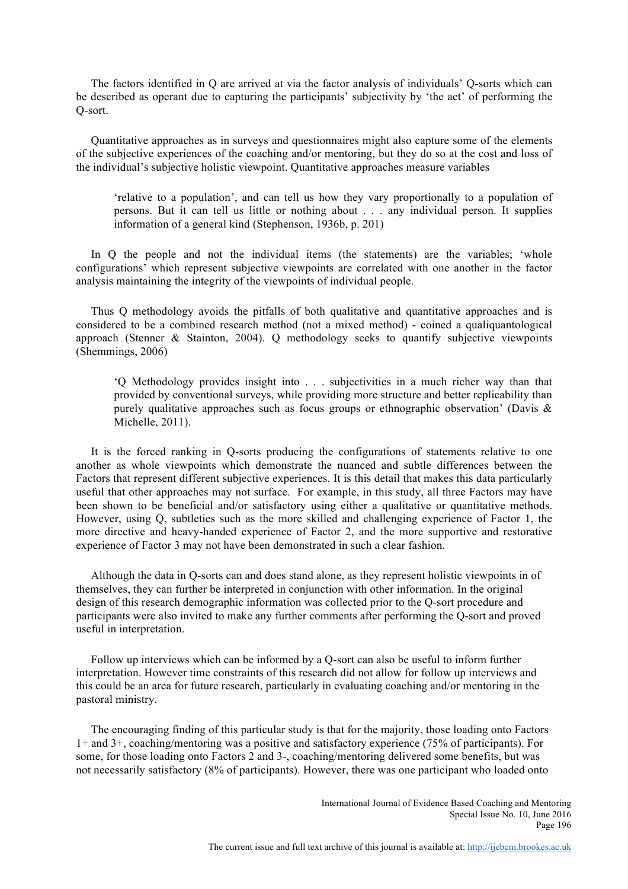The factors identified in Q are arrived at via the factor analysis of individuals' Q-sorts which can be described as operant due to capturing the participants' subjectivity by 'the act' of performing the Q-sort.

Quantitative approaches as in surveys and questionnaires might also capture some of the elements of the subjective experiences of the coaching and/or mentoring, but they do so at the cost and loss of the individual's subjective holistic viewpoint. Quantitative approaches measure variables

> 'relative to a population', and can tell us how they vary proportionally to a population of persons. But it can tell us little or nothing about . . . any individual person. It supplies information of a general kind (Stephenson, 1936b, p. 201)

In Q the people and not the individual items (the statements) are the variables; 'whole configurations' which represent subjective viewpoints are correlated with one another in the factor analysis maintaining the integrity of the viewpoints of individual people.

Thus Q methodology avoids the pitfalls of both qualitative and quantitative approaches and is considered to be a combined research method (not a mixed method) - coined a qualiquantological approach (Stenner & Stainton, 2004). Q methodology seeks to quantify subjective viewpoints (Shemmings, 2006)

> 'Q Methodology provides insight into . . . subjectivities in a much richer way than that provided by conventional surveys, while providing more structure and better replicability than purely qualitative approaches such as focus groups or ethnographic observation' (Davis & Michelle, 2011).

It is the forced ranking in Q-sorts producing the configurations of statements relative to one another as whole viewpoints which demonstrate the nuanced and subtle differences between the Factors that represent different subjective experiences. It is this detail that makes this data particularly useful that other approaches may not surface. For example, in this study, all three Factors may have been shown to be beneficial and/or satisfactory using either a qualitative or quantitative methods. However, using Q, subtleties such as the more skilled and challenging experience of Factor 1, the more directive and heavy-handed experience of Factor 2, and the more supportive and restorative experience of Factor 3 may not have been demonstrated in such a clear fashion.

Although the data in Q-sorts can and does stand alone, as they represent holistic viewpoints in of themselves, they can further be interpreted in conjunction with other information. In the original design of this research demographic information was collected prior to the Q-sort procedure and participants were also invited to make any further comments after performing the Q-sort and proved useful in interpretation.

Follow up interviews which can be informed by a Q-sort can also be useful to inform further interpretation. However time constraints of this research did not allow for follow up interviews and this could be an area for future research, particularly in evaluating coaching and/or mentoring in the pastoral ministry.

The encouraging finding of this particular study is that for the majority, those loading onto Factors 1+ and 3+, coaching/mentoring was a positive and satisfactory experience (75% of participants). For some, for those loading onto Factors 2 and 3-, coaching/mentoring delivered some benefits, but was not necessarily satisfactory (8% of participants). However, there was one participant who loaded onto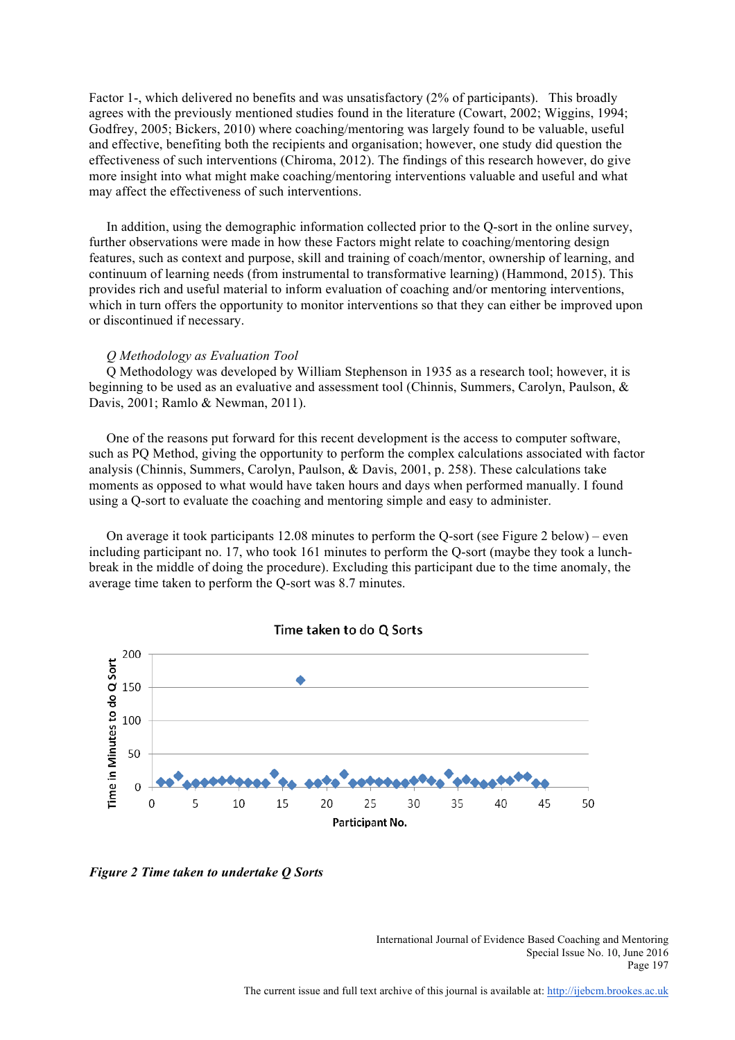Factor 1-, which delivered no benefits and was unsatisfactory (2% of participants). This broadly agrees with the previously mentioned studies found in the literature (Cowart, 2002; Wiggins, 1994; Godfrey, 2005; Bickers, 2010) where coaching/mentoring was largely found to be valuable, useful and effective, benefiting both the recipients and organisation; however, one study did question the effectiveness of such interventions (Chiroma, 2012). The findings of this research however, do give more insight into what might make coaching/mentoring interventions valuable and useful and what may affect the effectiveness of such interventions.

In addition, using the demographic information collected prior to the Q-sort in the online survey, further observations were made in how these Factors might relate to coaching/mentoring design features, such as context and purpose, skill and training of coach/mentor, ownership of learning, and continuum of learning needs (from instrumental to transformative learning) (Hammond, 2015). This provides rich and useful material to inform evaluation of coaching and/or mentoring interventions, which in turn offers the opportunity to monitor interventions so that they can either be improved upon or discontinued if necessary.

*Q Methodology as Evaluation Tool*

Q Methodology was developed by William Stephenson in 1935 as a research tool; however, it is beginning to be used as an evaluative and assessment tool (Chinnis, Summers, Carolyn, Paulson, & Davis, 2001; Ramlo & Newman, 2011).

One of the reasons put forward for this recent development is the access to computer software, such as PQ Method, giving the opportunity to perform the complex calculations associated with factor analysis (Chinnis, Summers, Carolyn, Paulson, & Davis, 2001, p. 258). These calculations take moments as opposed to what would have taken hours and days when performed manually. I found using a Q-sort to evaluate the coaching and mentoring simple and easy to administer.

On average it took participants 12.08 minutes to perform the Q-sort (see Figure 2 below) – even including participant no. 17, who took 161 minutes to perform the Q-sort (maybe they took a lunch-break in the middle of doing the procedure). Excluding this participant due to the time anomaly, the average time taken to perform the Q-sort was 8.7 minutes.

***Figure 2 Time taken to undertake Q Sorts***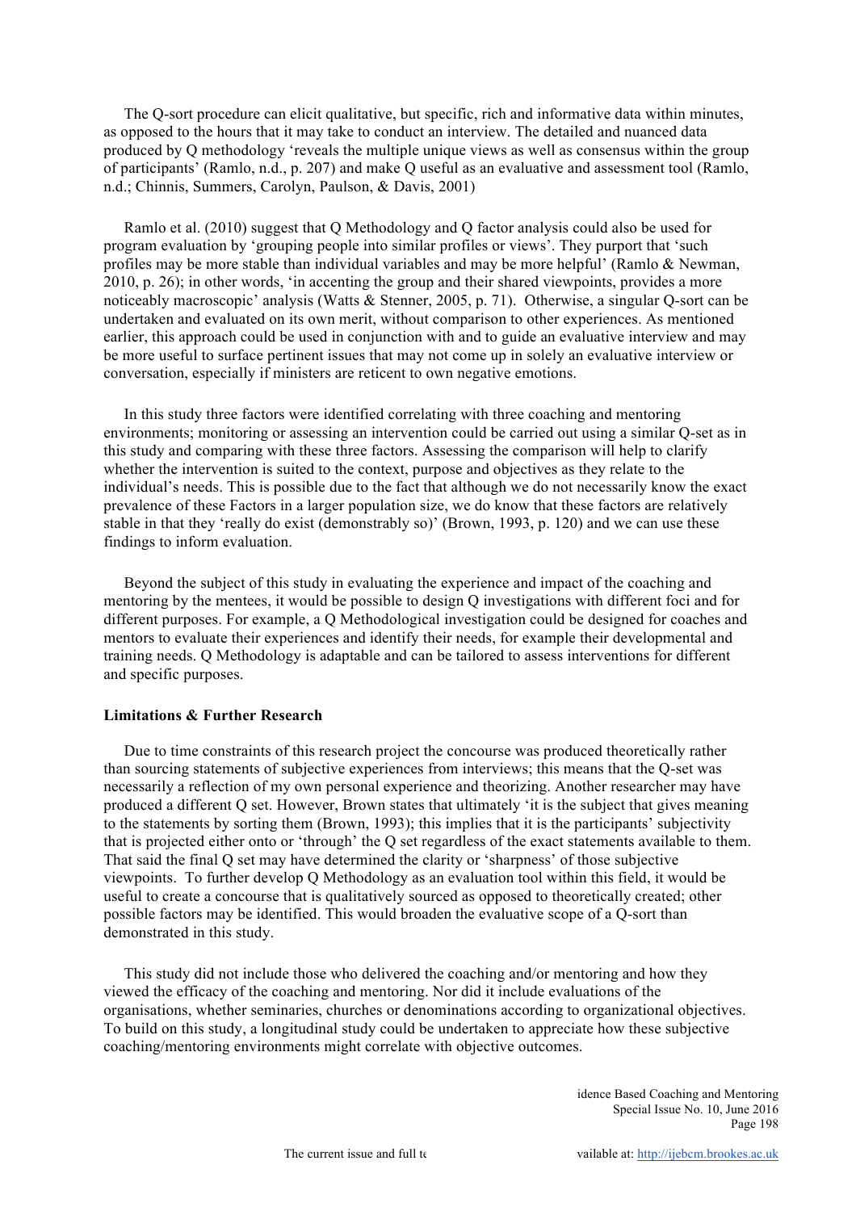The Q-sort procedure can elicit qualitative, but specific, rich and informative data within minutes, as opposed to the hours that it may take to conduct an interview. The detailed and nuanced data produced by Q methodology 'reveals the multiple unique views as well as consensus within the group of participants' (Ramlo, n.d., p. 207) and make Q useful as an evaluative and assessment tool (Ramlo, n.d.; Chinnis, Summers, Carolyn, Paulson, & Davis, 2001)

Ramlo et al. (2010) suggest that Q Methodology and Q factor analysis could also be used for program evaluation by 'grouping people into similar profiles or views'. They purport that 'such profiles may be more stable than individual variables and may be more helpful' (Ramlo & Newman, 2010, p. 26); in other words, 'in accenting the group and their shared viewpoints, provides a more noticeably macroscopic' analysis (Watts & Stenner, 2005, p. 71). Otherwise, a singular Q-sort can be undertaken and evaluated on its own merit, without comparison to other experiences. As mentioned earlier, this approach could be used in conjunction with and to guide an evaluative interview and may be more useful to surface pertinent issues that may not come up in solely an evaluative interview or conversation, especially if ministers are reticent to own negative emotions.

In this study three factors were identified correlating with three coaching and mentoring environments; monitoring or assessing an intervention could be carried out using a similar Q-set as in this study and comparing with these three factors. Assessing the comparison will help to clarify whether the intervention is suited to the context, purpose and objectives as they relate to the individual's needs. This is possible due to the fact that although we do not necessarily know the exact prevalence of these Factors in a larger population size, we do know that these factors are relatively stable in that they 'really do exist (demonstrably so)' (Brown, 1993, p. 120) and we can use these findings to inform evaluation.

Beyond the subject of this study in evaluating the experience and impact of the coaching and mentoring by the mentees, it would be possible to design Q investigations with different foci and for different purposes. For example, a Q Methodological investigation could be designed for coaches and mentors to evaluate their experiences and identify their needs, for example their developmental and training needs. Q Methodology is adaptable and can be tailored to assess interventions for different and specific purposes.

**Limitations & Further Research**

Due to time constraints of this research project the concourse was produced theoretically rather than sourcing statements of subjective experiences from interviews; this means that the Q-set was necessarily a reflection of my own personal experience and theorizing. Another researcher may have produced a different Q set. However, Brown states that ultimately 'it is the subject that gives meaning to the statements by sorting them (Brown, 1993); this implies that it is the participants' subjectivity that is projected either onto or 'through' the Q set regardless of the exact statements available to them. That said the final Q set may have determined the clarity or 'sharpness' of those subjective viewpoints. To further develop Q Methodology as an evaluation tool within this field, it would be useful to create a concourse that is qualitatively sourced as opposed to theoretically created; other possible factors may be identified. This would broaden the evaluative scope of a Q-sort than demonstrated in this study.

This study did not include those who delivered the coaching and/or mentoring and how they viewed the efficacy of the coaching and mentoring. Nor did it include evaluations of the organisations, whether seminaries, churches or denominations according to organizational objectives. To build on this study, a longitudinal study could be undertaken to appreciate how these subjective coaching/mentoring environments might correlate with objective outcomes.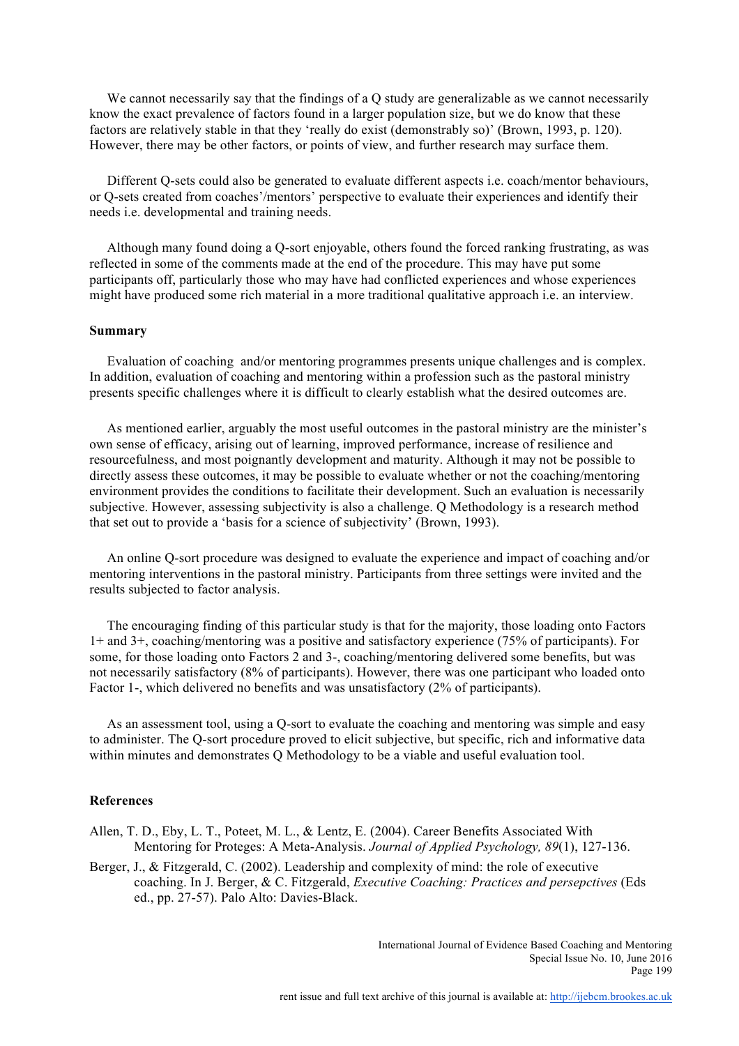We cannot necessarily say that the findings of a Q study are generalizable as we cannot necessarily know the exact prevalence of factors found in a larger population size, but we do know that these factors are relatively stable in that they 'really do exist (demonstrably so)' (Brown, 1993, p. 120). However, there may be other factors, or points of view, and further research may surface them.

Different Q-sets could also be generated to evaluate different aspects i.e. coach/mentor behaviours, or Q-sets created from coaches'/mentors' perspective to evaluate their experiences and identify their needs i.e. developmental and training needs.

Although many found doing a Q-sort enjoyable, others found the forced ranking frustrating, as was reflected in some of the comments made at the end of the procedure. This may have put some participants off, particularly those who may have had conflicted experiences and whose experiences might have produced some rich material in a more traditional qualitative approach i.e. an interview.

### Summary

Evaluation of coaching and/or mentoring programmes presents unique challenges and is complex. In addition, evaluation of coaching and mentoring within a profession such as the pastoral ministry presents specific challenges where it is difficult to clearly establish what the desired outcomes are.

As mentioned earlier, arguably the most useful outcomes in the pastoral ministry are the minister's own sense of efficacy, arising out of learning, improved performance, increase of resilience and resourcefulness, and most poignantly development and maturity. Although it may not be possible to directly assess these outcomes, it may be possible to evaluate whether or not the coaching/mentoring environment provides the conditions to facilitate their development. Such an evaluation is necessarily subjective. However, assessing subjectivity is also a challenge. Q Methodology is a research method that set out to provide a 'basis for a science of subjectivity' (Brown, 1993).

An online Q-sort procedure was designed to evaluate the experience and impact of coaching and/or mentoring interventions in the pastoral ministry. Participants from three settings were invited and the results subjected to factor analysis.

The encouraging finding of this particular study is that for the majority, those loading onto Factors 1+ and 3+, coaching/mentoring was a positive and satisfactory experience (75% of participants). For some, for those loading onto Factors 2 and 3-, coaching/mentoring delivered some benefits, but was not necessarily satisfactory (8% of participants). However, there was one participant who loaded onto Factor 1-, which delivered no benefits and was unsatisfactory (2% of participants).

As an assessment tool, using a Q-sort to evaluate the coaching and mentoring was simple and easy to administer. The Q-sort procedure proved to elicit subjective, but specific, rich and informative data within minutes and demonstrates Q Methodology to be a viable and useful evaluation tool.

### References

Allen, T. D., Eby, L. T., Poteet, M. L., & Lentz, E. (2004). Career Benefits Associated With Mentoring for Proteges: A Meta-Analysis. *Journal of Applied Psychology, 89*(1), 127-136.

Berger, J., & Fitzgerald, C. (2002). Leadership and complexity of mind: the role of executive coaching. In J. Berger, & C. Fitzgerald, *Executive Coaching: Practices and persepctives* (Eds ed., pp. 27-57). Palo Alto: Davies-Black.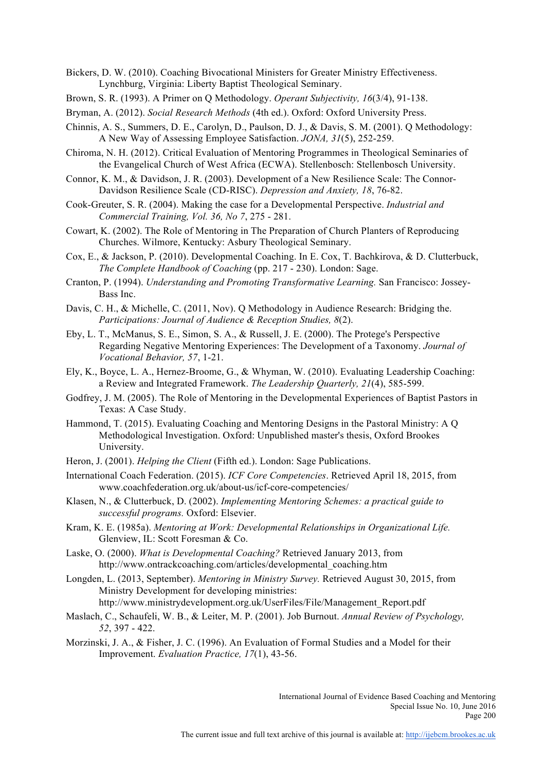Bickers, D. W. (2010). Coaching Bivocational Ministers for Greater Ministry Effectiveness. Lynchburg, Virginia: Liberty Baptist Theological Seminary.

Brown, S. R. (1993). A Primer on Q Methodology. *Operant Subjectivity, 16*(3/4), 91-138.

Bryman, A. (2012). *Social Research Methods* (4th ed.). Oxford: Oxford University Press.

Chinnis, A. S., Summers, D. E., Carolyn, D., Paulson, D. J., & Davis, S. M. (2001). Q Methodology: A New Way of Assessing Employee Satisfaction. *JONA, 31*(5), 252-259.

Chiroma, N. H. (2012). Critical Evaluation of Mentoring Programmes in Theological Seminaries of the Evangelical Church of West Africa (ECWA). Stellenbosch: Stellenbosch University.

Connor, K. M., & Davidson, J. R. (2003). Development of a New Resilience Scale: The Connor-Davidson Resilience Scale (CD-RISC). *Depression and Anxiety, 18*, 76-82.

Cook-Greuter, S. R. (2004). Making the case for a Developmental Perspective. *Industrial and Commercial Training, Vol. 36, No 7*, 275 - 281.

Cowart, K. (2002). The Role of Mentoring in The Preparation of Church Planters of Reproducing Churches. Wilmore, Kentucky: Asbury Theological Seminary.

Cox, E., & Jackson, P. (2010). Developmental Coaching. In E. Cox, T. Bachkirova, & D. Clutterbuck, *The Complete Handbook of Coaching* (pp. 217 - 230). London: Sage.

Cranton, P. (1994). *Understanding and Promoting Transformative Learning.* San Francisco: Jossey-Bass Inc.

Davis, C. H., & Michelle, C. (2011, Nov). Q Methodology in Audience Research: Bridging the. *Participations: Journal of Audience & Reception Studies, 8*(2).

Eby, L. T., McManus, S. E., Simon, S. A., & Russell, J. E. (2000). The Protege's Perspective Regarding Negative Mentoring Experiences: The Development of a Taxonomy. *Journal of Vocational Behavior, 57*, 1-21.

Ely, K., Boyce, L. A., Hernez-Broome, G., & Whyman, W. (2010). Evaluating Leadership Coaching: a Review and Integrated Framework. *The Leadership Quarterly, 21*(4), 585-599.

Godfrey, J. M. (2005). The Role of Mentoring in the Developmental Experiences of Baptist Pastors in Texas: A Case Study.

Hammond, T. (2015). Evaluating Coaching and Mentoring Designs in the Pastoral Ministry: A Q Methodological Investigation. Oxford: Unpublished master's thesis, Oxford Brookes University.

Heron, J. (2001). *Helping the Client* (Fifth ed.). London: Sage Publications.

International Coach Federation. (2015). *ICF Core Competencies*. Retrieved April 18, 2015, from www.coachfederation.org.uk/about-us/icf-core-competencies/

Klasen, N., & Clutterbuck, D. (2002). *Implementing Mentoring Schemes: a practical guide to successful programs.* Oxford: Elsevier.

Kram, K. E. (1985a). *Mentoring at Work: Developmental Relationships in Organizational Life.* Glenview, IL: Scott Foresman & Co.

Laske, O. (2000). *What is Developmental Coaching?* Retrieved January 2013, from http://www.ontrackcoaching.com/articles/developmental_coaching.htm

Longden, L. (2013, September). *Mentoring in Ministry Survey.* Retrieved August 30, 2015, from Ministry Development for developing ministries: http://www.ministrydevelopment.org.uk/UserFiles/File/Management_Report.pdf

Maslach, C., Schaufeli, W. B., & Leiter, M. P. (2001). Job Burnout. *Annual Review of Psychology, 52*, 397 - 422.

Morzinski, J. A., & Fisher, J. C. (1996). An Evaluation of Formal Studies and a Model for their Improvement. *Evaluation Practice, 17*(1), 43-56.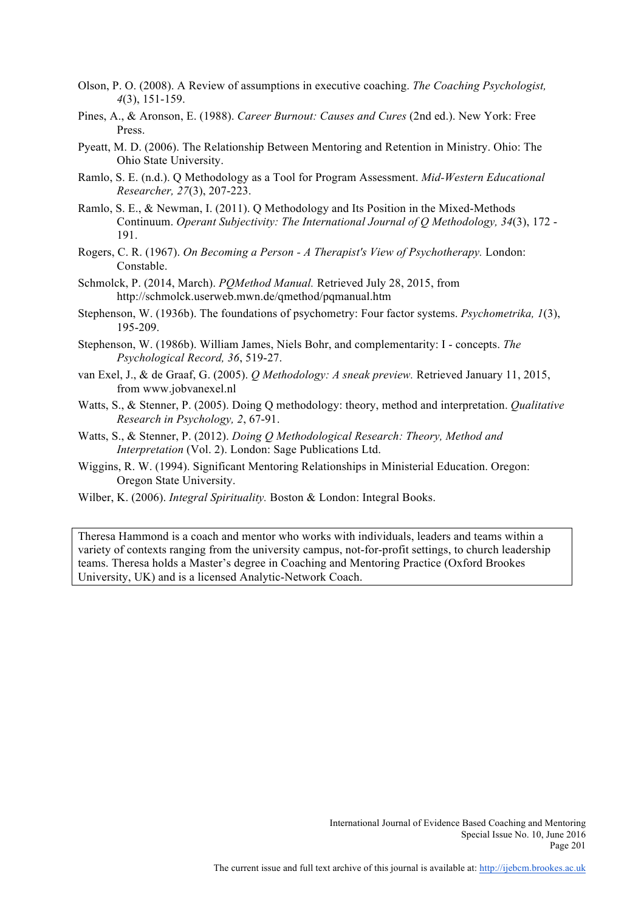Olson, P. O. (2008). A Review of assumptions in executive coaching. *The Coaching Psychologist, 4*(3), 151-159.

Pines, A., & Aronson, E. (1988). *Career Burnout: Causes and Cures* (2nd ed.). New York: Free Press.

Pyeatt, M. D. (2006). The Relationship Between Mentoring and Retention in Ministry. Ohio: The Ohio State University.

Ramlo, S. E. (n.d.). Q Methodology as a Tool for Program Assessment. *Mid-Western Educational Researcher, 27*(3), 207-223.

Ramlo, S. E., & Newman, I. (2011). Q Methodology and Its Position in the Mixed-Methods Continuum. *Operant Subjectivity: The International Journal of Q Methodology, 34*(3), 172 - 191.

Rogers, C. R. (1967). *On Becoming a Person - A Therapist's View of Psychotherapy.* London: Constable.

Schmolck, P. (2014, March). *PQMethod Manual.* Retrieved July 28, 2015, from http://schmolck.userweb.mwn.de/qmethod/pqmanual.htm

Stephenson, W. (1936b). The foundations of psychometry: Four factor systems. *Psychometrika, 1*(3), 195-209.

Stephenson, W. (1986b). William James, Niels Bohr, and complementarity: I - concepts. *The Psychological Record, 36*, 519-27.

van Exel, J., & de Graaf, G. (2005). *Q Methodology: A sneak preview.* Retrieved January 11, 2015, from www.jobvanexel.nl

Watts, S., & Stenner, P. (2005). Doing Q methodology: theory, method and interpretation. *Qualitative Research in Psychology, 2*, 67-91.

Watts, S., & Stenner, P. (2012). *Doing Q Methodological Research: Theory, Method and Interpretation* (Vol. 2). London: Sage Publications Ltd.

Wiggins, R. W. (1994). Significant Mentoring Relationships in Ministerial Education. Oregon: Oregon State University.

Wilber, K. (2006). *Integral Spirituality.* Boston & London: Integral Books.

Theresa Hammond is a coach and mentor who works with individuals, leaders and teams within a variety of contexts ranging from the university campus, not-for-profit settings, to church leadership teams. Theresa holds a Master's degree in Coaching and Mentoring Practice (Oxford Brookes University, UK) and is a licensed Analytic-Network Coach.